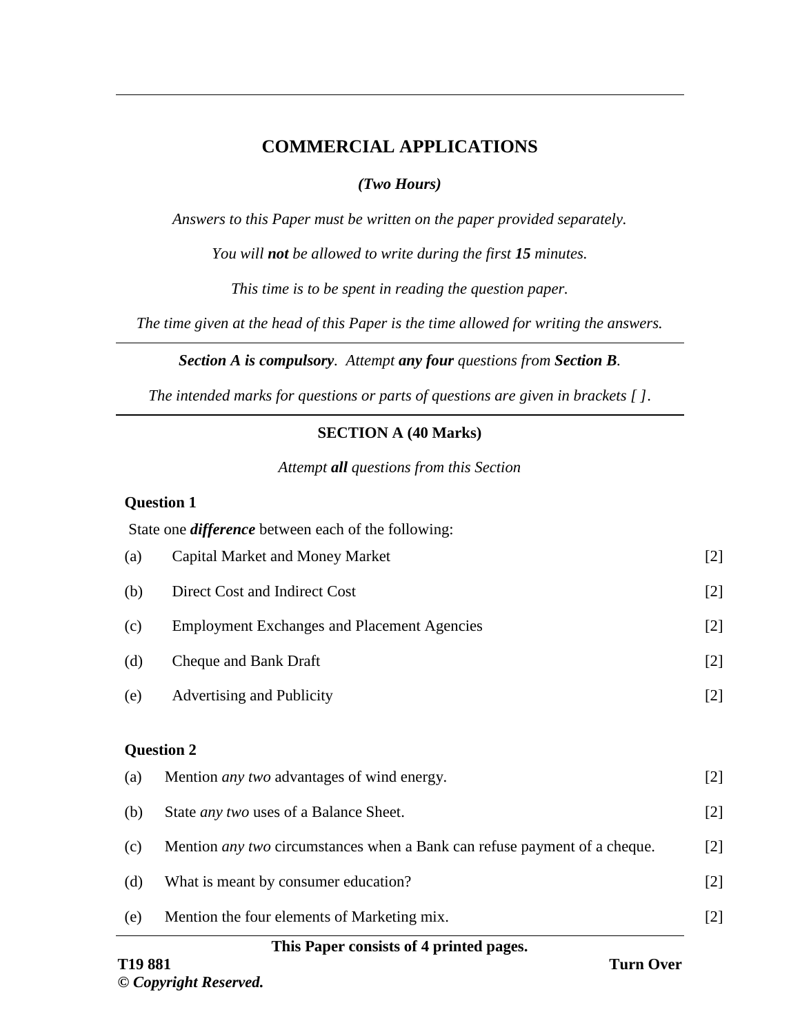# COMMERCIAL APPLICATIONS

*(Two Hours)*

*Answers to this Paper must be written on the paper provided separately.*

*You will **not** be allowed to write during the first **15** minutes.*

*This time is to be spent in reading the question paper.*

*The time given at the head of this Paper is the time allowed for writing the answers.*

***Section A is compulsory**. Attempt **any four** questions from **Section B**.*

*The intended marks for questions or parts of questions are given in brackets [ ].*

## SECTION A (40 Marks)

*Attempt **all** questions from this Section*

### Question 1

State one ***difference*** between each of the following:

(a) Capital Market and Money Market [2]

(b) Direct Cost and Indirect Cost [2]

(c) Employment Exchanges and Placement Agencies [2]

(d) Cheque and Bank Draft [2]

(e) Advertising and Publicity [2]

### Question 2

(a) Mention *any two* advantages of wind energy. [2]

(b) State *any two* uses of a Balance Sheet. [2]

(c) Mention *any two* circumstances when a Bank can refuse payment of a cheque. [2]

(d) What is meant by consumer education? [2]

(e) Mention the four elements of Marketing mix. [2]

**This Paper consists of 4 printed pages.**

**T19 881**

**Turn Over**

***© Copyright Reserved.***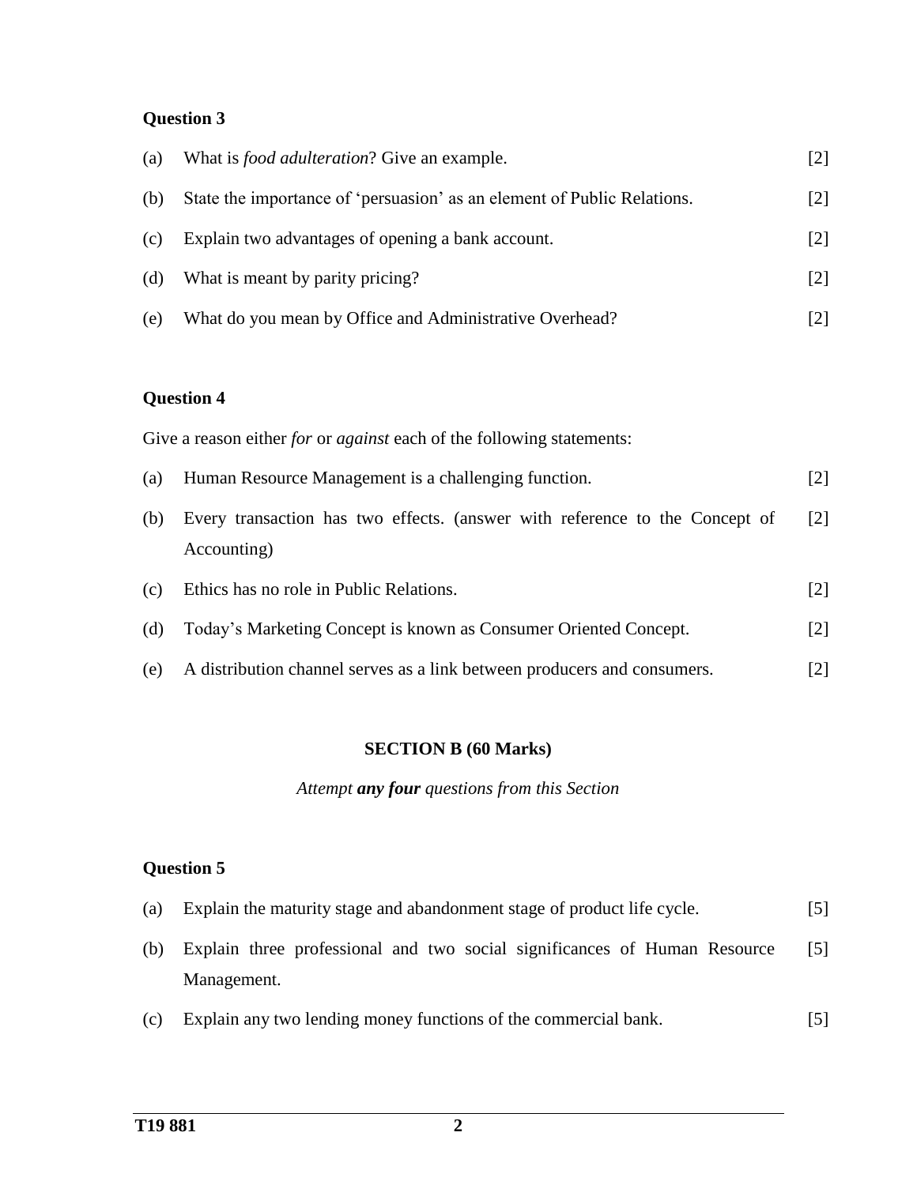**Question 3**

(a) What is *food adulteration*? Give an example. [2]

(b) State the importance of 'persuasion' as an element of Public Relations. [2]

(c) Explain two advantages of opening a bank account. [2]

(d) What is meant by parity pricing? [2]

(e) What do you mean by Office and Administrative Overhead? [2]

**Question 4**

Give a reason either *for* or *against* each of the following statements:

(a) Human Resource Management is a challenging function. [2]

(b) Every transaction has two effects. (answer with reference to the Concept of Accounting) [2]

(c) Ethics has no role in Public Relations. [2]

(d) Today's Marketing Concept is known as Consumer Oriented Concept. [2]

(e) A distribution channel serves as a link between producers and consumers. [2]

## SECTION B (60 Marks)

*Attempt **any four** questions from this Section*

**Question 5**

(a) Explain the maturity stage and abandonment stage of product life cycle. [5]

(b) Explain three professional and two social significances of Human Resource Management. [5]

(c) Explain any two lending money functions of the commercial bank. [5]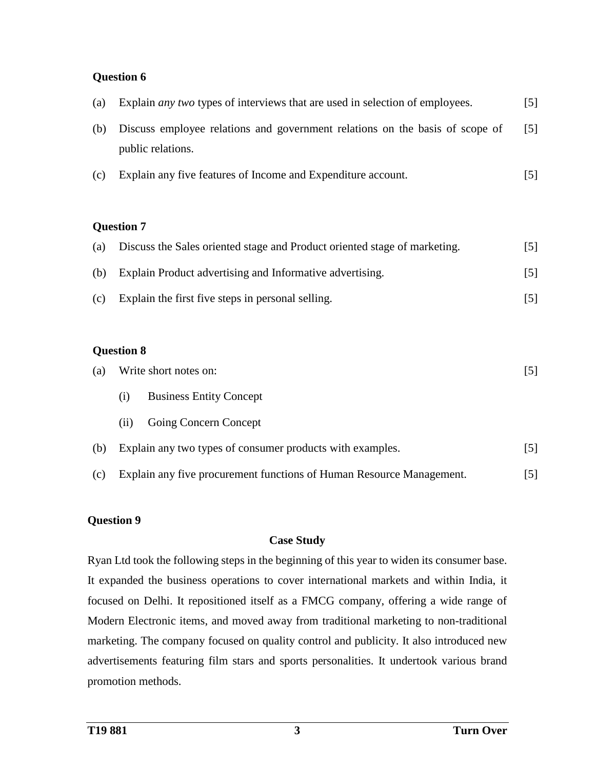**Question 6**

(a) Explain *any two* types of interviews that are used in selection of employees. [5]

(b) Discuss employee relations and government relations on the basis of scope of public relations. [5]

(c) Explain any five features of Income and Expenditure account. [5]

**Question 7**

(a) Discuss the Sales oriented stage and Product oriented stage of marketing. [5]

(b) Explain Product advertising and Informative advertising. [5]

(c) Explain the first five steps in personal selling. [5]

**Question 8**

(a) Write short notes on: [5]

  (i) Business Entity Concept

  (ii) Going Concern Concept

(b) Explain any two types of consumer products with examples. [5]

(c) Explain any five procurement functions of Human Resource Management. [5]

**Question 9**

**Case Study**

Ryan Ltd took the following steps in the beginning of this year to widen its consumer base. It expanded the business operations to cover international markets and within India, it focused on Delhi. It repositioned itself as a FMCG company, offering a wide range of Modern Electronic items, and moved away from traditional marketing to non-traditional marketing. The company focused on quality control and publicity. It also introduced new advertisements featuring film stars and sports personalities. It undertook various brand promotion methods.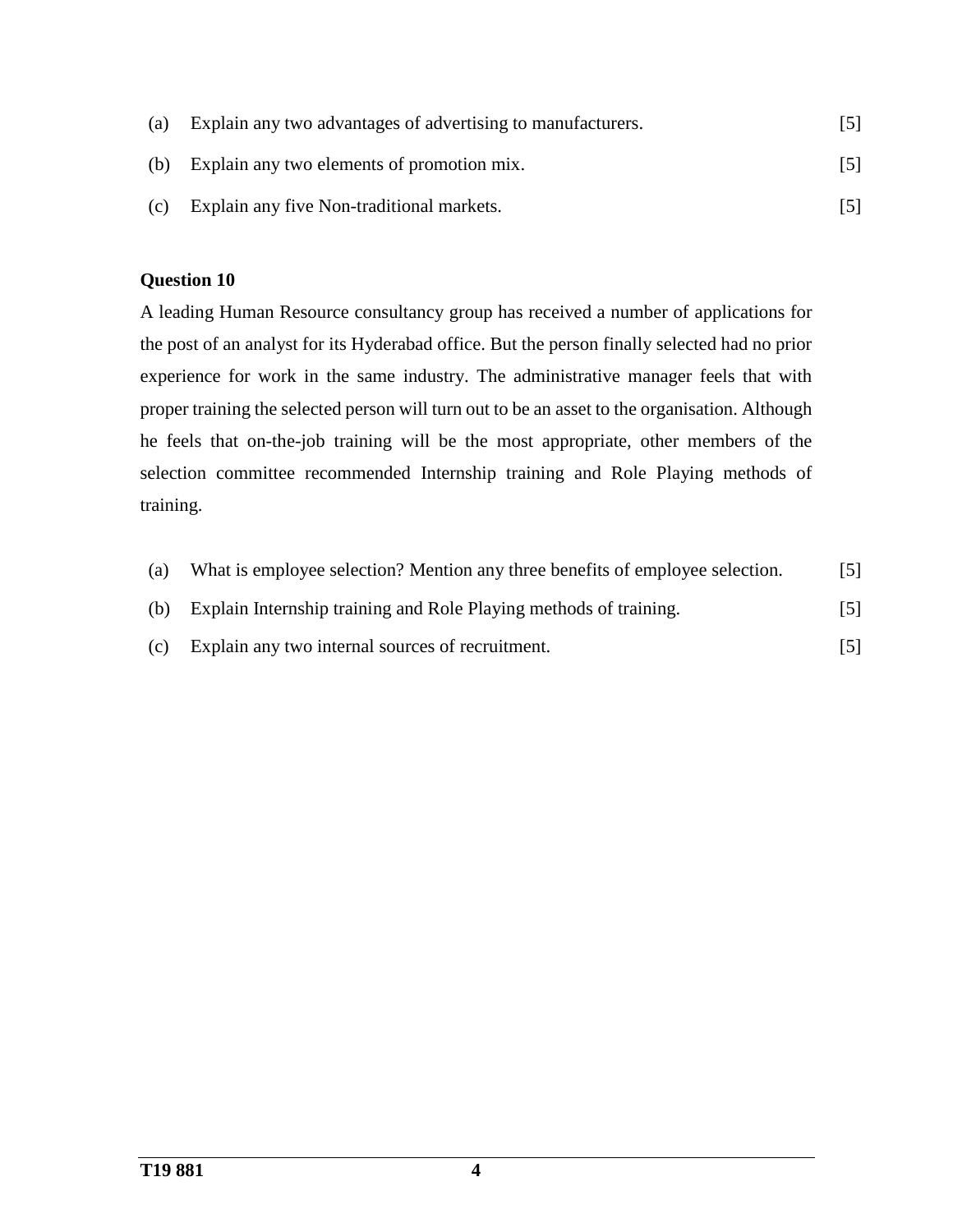(a) Explain any two advantages of advertising to manufacturers. [5]

(b) Explain any two elements of promotion mix. [5]

(c) Explain any five Non-traditional markets. [5]

**Question 10**

A leading Human Resource consultancy group has received a number of applications for the post of an analyst for its Hyderabad office. But the person finally selected had no prior experience for work in the same industry. The administrative manager feels that with proper training the selected person will turn out to be an asset to the organisation. Although he feels that on-the-job training will be the most appropriate, other members of the selection committee recommended Internship training and Role Playing methods of training.

(a) What is employee selection? Mention any three benefits of employee selection. [5]

(b) Explain Internship training and Role Playing methods of training. [5]

(c) Explain any two internal sources of recruitment. [5]